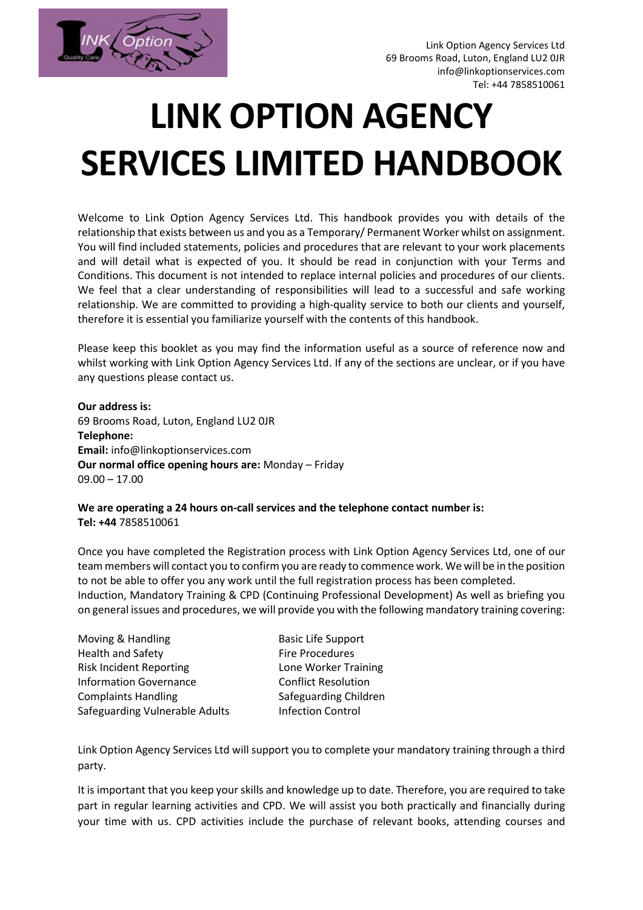Link Option Agency Services Ltd
69 Brooms Road, Luton, England LU2 0JR
info@linkoptionservices.com
Tel: +44 7858510061

# LINK OPTION AGENCY SERVICES LIMITED HANDBOOK

Welcome to Link Option Agency Services Ltd. This handbook provides you with details of the relationship that exists between us and you as a Temporary/ Permanent Worker whilst on assignment. You will find included statements, policies and procedures that are relevant to your work placements and will detail what is expected of you. It should be read in conjunction with your Terms and Conditions. This document is not intended to replace internal policies and procedures of our clients. We feel that a clear understanding of responsibilities will lead to a successful and safe working relationship. We are committed to providing a high-quality service to both our clients and yourself, therefore it is essential you familiarize yourself with the contents of this handbook.

Please keep this booklet as you may find the information useful as a source of reference now and whilst working with Link Option Agency Services Ltd. If any of the sections are unclear, or if you have any questions please contact us.

**Our address is:**
69 Brooms Road, Luton, England LU2 0JR
**Telephone:**
**Email:** info@linkoptionservices.com
**Our normal office opening hours are:** Monday – Friday
09.00 – 17.00

**We are operating a 24 hours on-call services and the telephone contact number is:**
**Tel: +44** 7858510061

Once you have completed the Registration process with Link Option Agency Services Ltd, one of our team members will contact you to confirm you are ready to commence work. We will be in the position to not be able to offer you any work until the full registration process has been completed.
Induction, Mandatory Training & CPD (Continuing Professional Development) As well as briefing you on general issues and procedures, we will provide you with the following mandatory training covering:

- Moving & Handling
- Health and Safety
- Risk Incident Reporting
- Information Governance
- Complaints Handling
- Safeguarding Vulnerable Adults
- Basic Life Support
- Fire Procedures
- Lone Worker Training
- Conflict Resolution
- Safeguarding Children
- Infection Control

Link Option Agency Services Ltd will support you to complete your mandatory training through a third party.

It is important that you keep your skills and knowledge up to date. Therefore, you are required to take part in regular learning activities and CPD. We will assist you both practically and financially during your time with us. CPD activities include the purchase of relevant books, attending courses and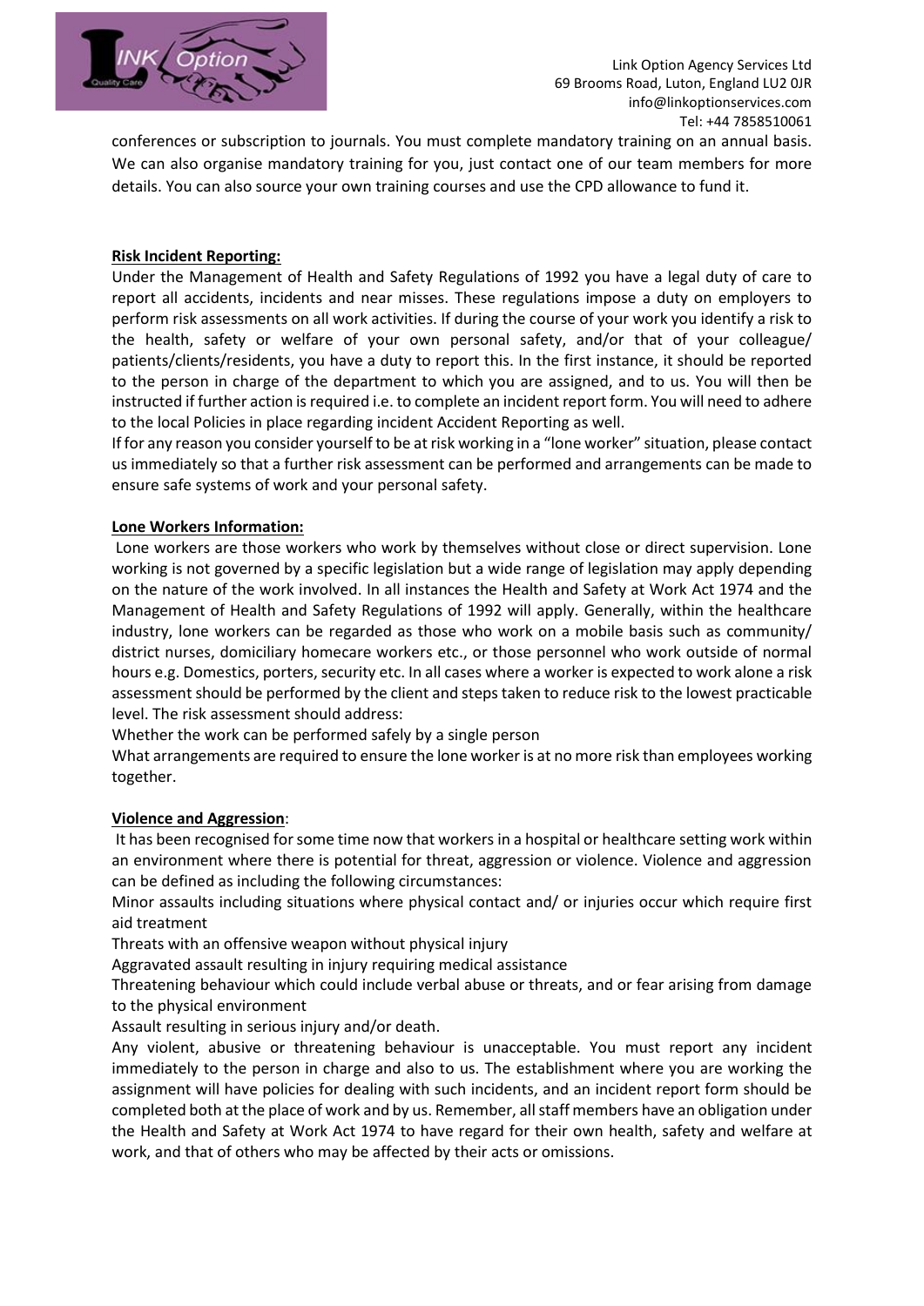conferences or subscription to journals. You must complete mandatory training on an annual basis. We can also organise mandatory training for you, just contact one of our team members for more details. You can also source your own training courses and use the CPD allowance to fund it.

**Risk Incident Reporting:**

Under the Management of Health and Safety Regulations of 1992 you have a legal duty of care to report all accidents, incidents and near misses. These regulations impose a duty on employers to perform risk assessments on all work activities. If during the course of your work you identify a risk to the health, safety or welfare of your own personal safety, and/or that of your colleague/ patients/clients/residents, you have a duty to report this. In the first instance, it should be reported to the person in charge of the department to which you are assigned, and to us. You will then be instructed if further action is required i.e. to complete an incident report form. You will need to adhere to the local Policies in place regarding incident Accident Reporting as well.

If for any reason you consider yourself to be at risk working in a "lone worker" situation, please contact us immediately so that a further risk assessment can be performed and arrangements can be made to ensure safe systems of work and your personal safety.

**Lone Workers Information:**

Lone workers are those workers who work by themselves without close or direct supervision. Lone working is not governed by a specific legislation but a wide range of legislation may apply depending on the nature of the work involved. In all instances the Health and Safety at Work Act 1974 and the Management of Health and Safety Regulations of 1992 will apply. Generally, within the healthcare industry, lone workers can be regarded as those who work on a mobile basis such as community/ district nurses, domiciliary homecare workers etc., or those personnel who work outside of normal hours e.g. Domestics, porters, security etc. In all cases where a worker is expected to work alone a risk assessment should be performed by the client and steps taken to reduce risk to the lowest practicable level. The risk assessment should address:

Whether the work can be performed safely by a single person

What arrangements are required to ensure the lone worker is at no more risk than employees working together.

**Violence and Aggression**:

It has been recognised for some time now that workers in a hospital or healthcare setting work within an environment where there is potential for threat, aggression or violence. Violence and aggression can be defined as including the following circumstances:

Minor assaults including situations where physical contact and/ or injuries occur which require first aid treatment

Threats with an offensive weapon without physical injury

Aggravated assault resulting in injury requiring medical assistance

Threatening behaviour which could include verbal abuse or threats, and or fear arising from damage to the physical environment

Assault resulting in serious injury and/or death.

Any violent, abusive or threatening behaviour is unacceptable. You must report any incident immediately to the person in charge and also to us. The establishment where you are working the assignment will have policies for dealing with such incidents, and an incident report form should be completed both at the place of work and by us. Remember, all staff members have an obligation under the Health and Safety at Work Act 1974 to have regard for their own health, safety and welfare at work, and that of others who may be affected by their acts or omissions.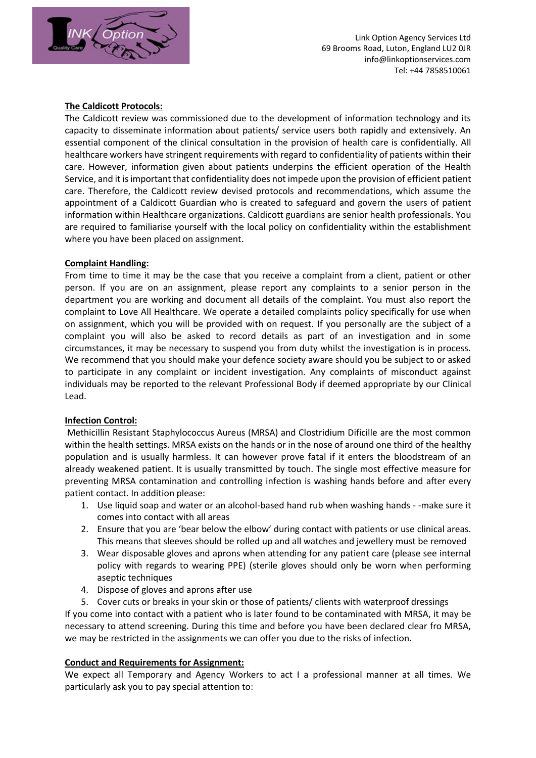**The Caldicott Protocols:**

The Caldicott review was commissioned due to the development of information technology and its capacity to disseminate information about patients/ service users both rapidly and extensively. An essential component of the clinical consultation in the provision of health care is confidentially. All healthcare workers have stringent requirements with regard to confidentiality of patients within their care. However, information given about patients underpins the efficient operation of the Health Service, and it is important that confidentiality does not impede upon the provision of efficient patient care. Therefore, the Caldicott review devised protocols and recommendations, which assume the appointment of a Caldicott Guardian who is created to safeguard and govern the users of patient information within Healthcare organizations. Caldicott guardians are senior health professionals. You are required to familiarise yourself with the local policy on confidentiality within the establishment where you have been placed on assignment.

**Complaint Handling:**

From time to time it may be the case that you receive a complaint from a client, patient or other person. If you are on an assignment, please report any complaints to a senior person in the department you are working and document all details of the complaint. You must also report the complaint to Love All Healthcare. We operate a detailed complaints policy specifically for use when on assignment, which you will be provided with on request. If you personally are the subject of a complaint you will also be asked to record details as part of an investigation and in some circumstances, it may be necessary to suspend you from duty whilst the investigation is in process. We recommend that you should make your defence society aware should you be subject to or asked to participate in any complaint or incident investigation. Any complaints of misconduct against individuals may be reported to the relevant Professional Body if deemed appropriate by our Clinical Lead.

**Infection Control:**

Methicillin Resistant Staphylococcus Aureus (MRSA) and Clostridium Dificille are the most common within the health settings. MRSA exists on the hands or in the nose of around one third of the healthy population and is usually harmless. It can however prove fatal if it enters the bloodstream of an already weakened patient. It is usually transmitted by touch. The single most effective measure for preventing MRSA contamination and controlling infection is washing hands before and after every patient contact. In addition please:

1. Use liquid soap and water or an alcohol-based hand rub when washing hands - -make sure it comes into contact with all areas
2. Ensure that you are 'bear below the elbow' during contact with patients or use clinical areas. This means that sleeves should be rolled up and all watches and jewellery must be removed
3. Wear disposable gloves and aprons when attending for any patient care (please see internal policy with regards to wearing PPE) (sterile gloves should only be worn when performing aseptic techniques
4. Dispose of gloves and aprons after use
5. Cover cuts or breaks in your skin or those of patients/ clients with waterproof dressings

If you come into contact with a patient who is later found to be contaminated with MRSA, it may be necessary to attend screening. During this time and before you have been declared clear fro MRSA, we may be restricted in the assignments we can offer you due to the risks of infection.

**Conduct and Requirements for Assignment:**

We expect all Temporary and Agency Workers to act I a professional manner at all times. We particularly ask you to pay special attention to: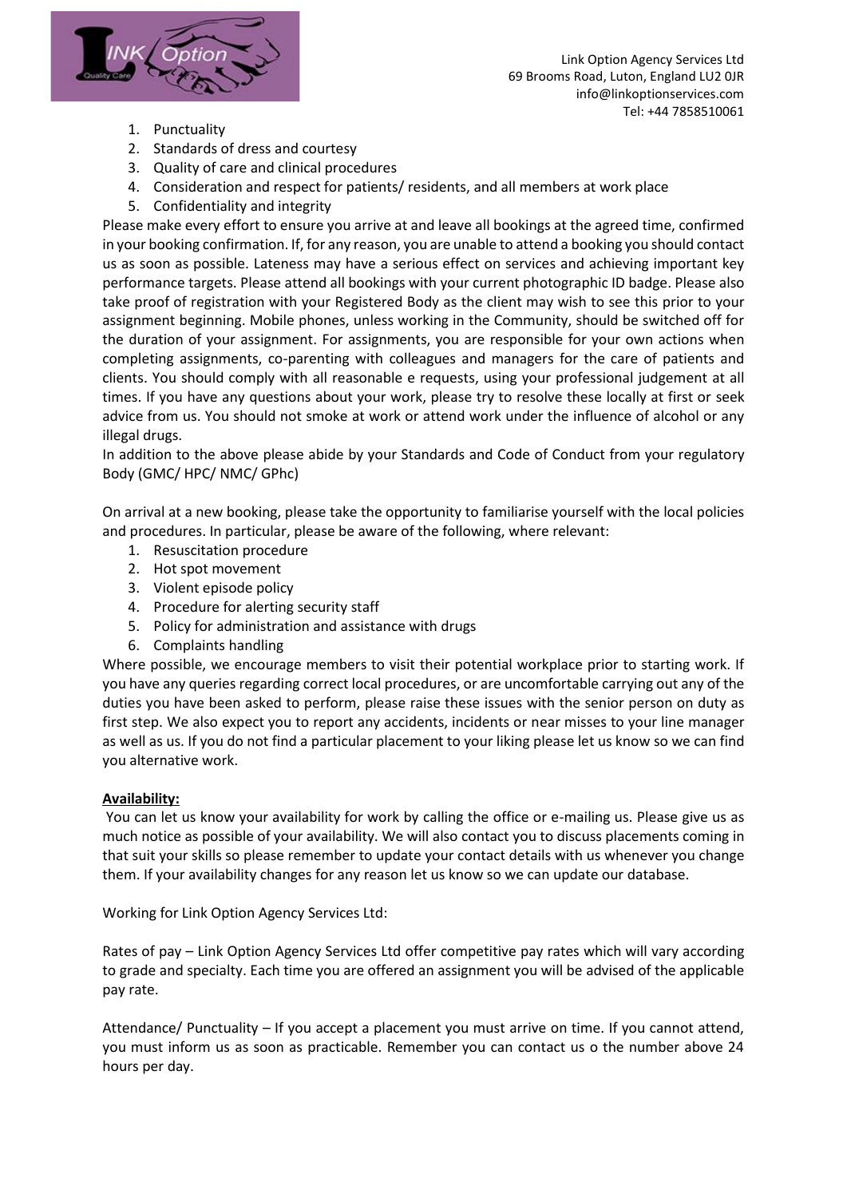1. Punctuality
2. Standards of dress and courtesy
3. Quality of care and clinical procedures
4. Consideration and respect for patients/ residents, and all members at work place
5. Confidentiality and integrity

Please make every effort to ensure you arrive at and leave all bookings at the agreed time, confirmed in your booking confirmation. If, for any reason, you are unable to attend a booking you should contact us as soon as possible. Lateness may have a serious effect on services and achieving important key performance targets. Please attend all bookings with your current photographic ID badge. Please also take proof of registration with your Registered Body as the client may wish to see this prior to your assignment beginning. Mobile phones, unless working in the Community, should be switched off for the duration of your assignment. For assignments, you are responsible for your own actions when completing assignments, co-parenting with colleagues and managers for the care of patients and clients. You should comply with all reasonable e requests, using your professional judgement at all times. If you have any questions about your work, please try to resolve these locally at first or seek advice from us. You should not smoke at work or attend work under the influence of alcohol or any illegal drugs.

In addition to the above please abide by your Standards and Code of Conduct from your regulatory Body (GMC/ HPC/ NMC/ GPhc)

On arrival at a new booking, please take the opportunity to familiarise yourself with the local policies and procedures. In particular, please be aware of the following, where relevant:

1. Resuscitation procedure
2. Hot spot movement
3. Violent episode policy
4. Procedure for alerting security staff
5. Policy for administration and assistance with drugs
6. Complaints handling

Where possible, we encourage members to visit their potential workplace prior to starting work. If you have any queries regarding correct local procedures, or are uncomfortable carrying out any of the duties you have been asked to perform, please raise these issues with the senior person on duty as first step. We also expect you to report any accidents, incidents or near misses to your line manager as well as us. If you do not find a particular placement to your liking please let us know so we can find you alternative work.

**Availability:**

You can let us know your availability for work by calling the office or e-mailing us. Please give us as much notice as possible of your availability. We will also contact you to discuss placements coming in that suit your skills so please remember to update your contact details with us whenever you change them. If your availability changes for any reason let us know so we can update our database.

Working for Link Option Agency Services Ltd:

Rates of pay – Link Option Agency Services Ltd offer competitive pay rates which will vary according to grade and specialty. Each time you are offered an assignment you will be advised of the applicable pay rate.

Attendance/ Punctuality – If you accept a placement you must arrive on time. If you cannot attend, you must inform us as soon as practicable. Remember you can contact us o the number above 24 hours per day.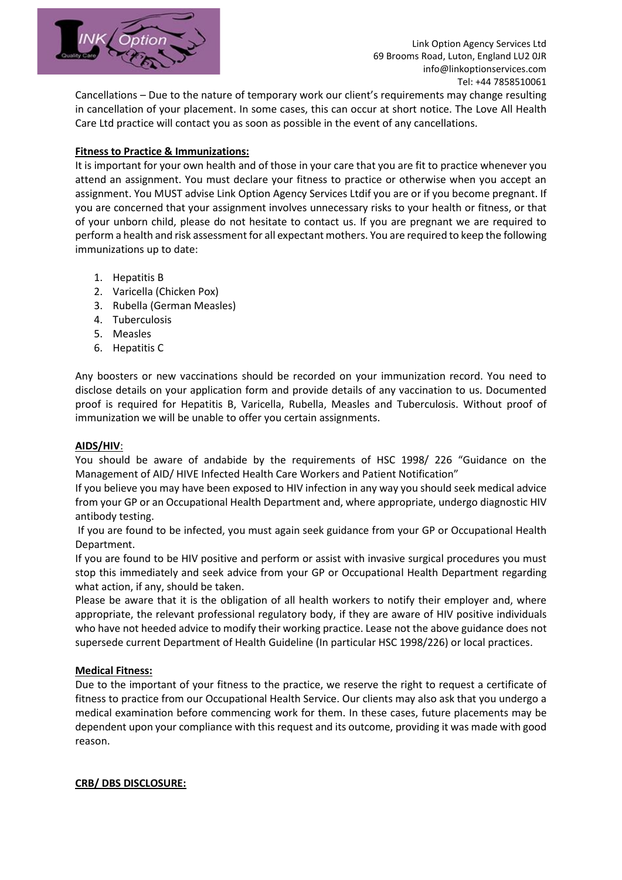Cancellations – Due to the nature of temporary work our client's requirements may change resulting in cancellation of your placement. In some cases, this can occur at short notice. The Love All Health Care Ltd practice will contact you as soon as possible in the event of any cancellations.

**Fitness to Practice & Immunizations:**

It is important for your own health and of those in your care that you are fit to practice whenever you attend an assignment. You must declare your fitness to practice or otherwise when you accept an assignment. You MUST advise Link Option Agency Services Ltdif you are or if you become pregnant. If you are concerned that your assignment involves unnecessary risks to your health or fitness, or that of your unborn child, please do not hesitate to contact us. If you are pregnant we are required to perform a health and risk assessment for all expectant mothers. You are required to keep the following immunizations up to date:

1. Hepatitis B
2. Varicella (Chicken Pox)
3. Rubella (German Measles)
4. Tuberculosis
5. Measles
6. Hepatitis C

Any boosters or new vaccinations should be recorded on your immunization record. You need to disclose details on your application form and provide details of any vaccination to us. Documented proof is required for Hepatitis B, Varicella, Rubella, Measles and Tuberculosis. Without proof of immunization we will be unable to offer you certain assignments.

**AIDS/HIV**:

You should be aware of andabide by the requirements of HSC 1998/ 226 "Guidance on the Management of AID/ HIVE Infected Health Care Workers and Patient Notification"

If you believe you may have been exposed to HIV infection in any way you should seek medical advice from your GP or an Occupational Health Department and, where appropriate, undergo diagnostic HIV antibody testing.

If you are found to be infected, you must again seek guidance from your GP or Occupational Health Department.

If you are found to be HIV positive and perform or assist with invasive surgical procedures you must stop this immediately and seek advice from your GP or Occupational Health Department regarding what action, if any, should be taken.

Please be aware that it is the obligation of all health workers to notify their employer and, where appropriate, the relevant professional regulatory body, if they are aware of HIV positive individuals who have not heeded advice to modify their working practice. Lease not the above guidance does not supersede current Department of Health Guideline (In particular HSC 1998/226) or local practices.

**Medical Fitness:**

Due to the important of your fitness to the practice, we reserve the right to request a certificate of fitness to practice from our Occupational Health Service. Our clients may also ask that you undergo a medical examination before commencing work for them. In these cases, future placements may be dependent upon your compliance with this request and its outcome, providing it was made with good reason.

**CRB/ DBS DISCLOSURE:**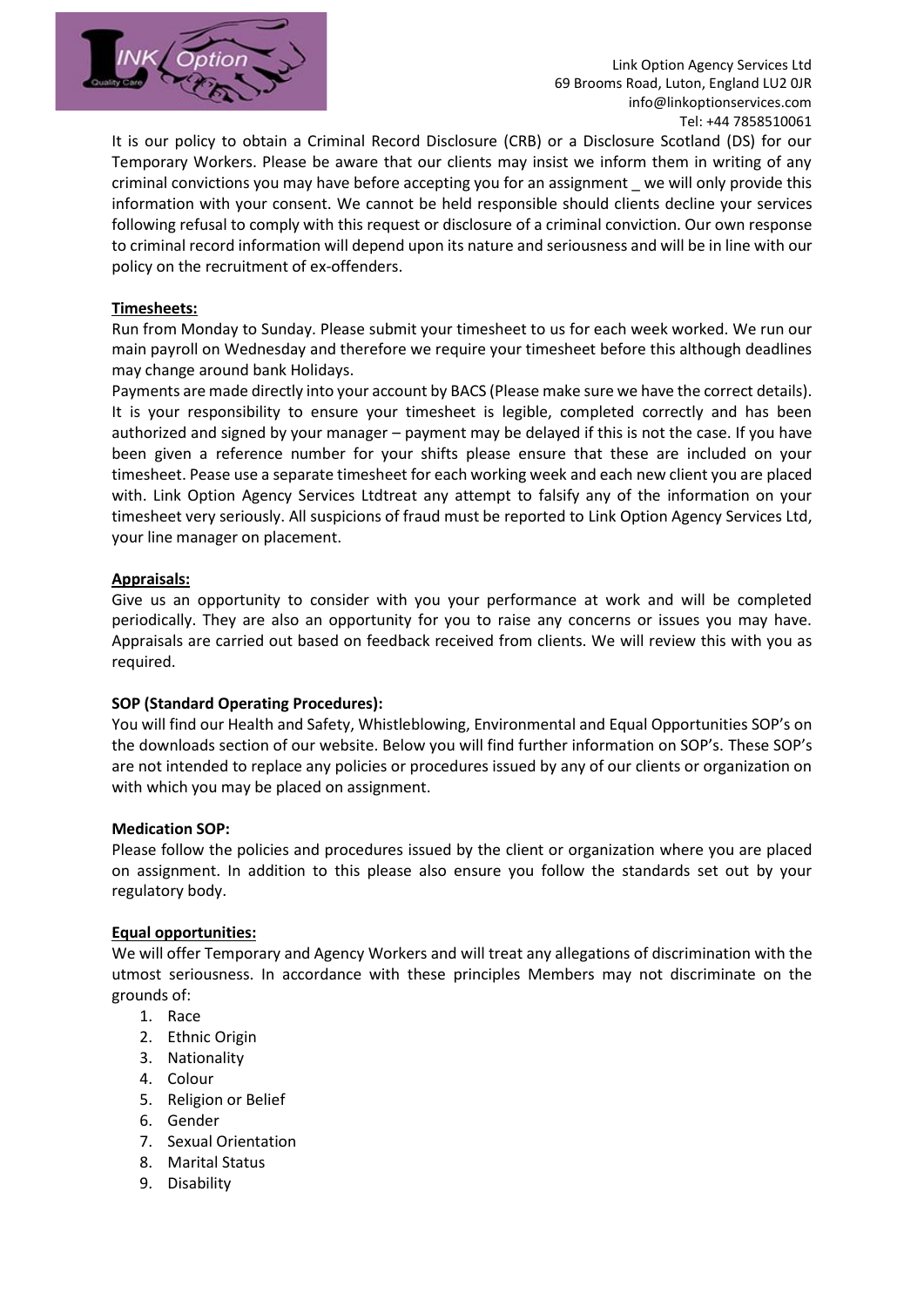It is our policy to obtain a Criminal Record Disclosure (CRB) or a Disclosure Scotland (DS) for our Temporary Workers. Please be aware that our clients may insist we inform them in writing of any criminal convictions you may have before accepting you for an assignment _ we will only provide this information with your consent. We cannot be held responsible should clients decline your services following refusal to comply with this request or disclosure of a criminal conviction. Our own response to criminal record information will depend upon its nature and seriousness and will be in line with our policy on the recruitment of ex-offenders.

**<u>Timesheets:</u>**
Run from Monday to Sunday. Please submit your timesheet to us for each week worked. We run our main payroll on Wednesday and therefore we require your timesheet before this although deadlines may change around bank Holidays.
Payments are made directly into your account by BACS (Please make sure we have the correct details). It is your responsibility to ensure your timesheet is legible, completed correctly and has been authorized and signed by your manager – payment may be delayed if this is not the case. If you have been given a reference number for your shifts please ensure that these are included on your timesheet. Pease use a separate timesheet for each working week and each new client you are placed with. Link Option Agency Services Ltdtreat any attempt to falsify any of the information on your timesheet very seriously. All suspicions of fraud must be reported to Link Option Agency Services Ltd, your line manager on placement.

**<u>Appraisals:</u>**
Give us an opportunity to consider with you your performance at work and will be completed periodically. They are also an opportunity for you to raise any concerns or issues you may have. Appraisals are carried out based on feedback received from clients. We will review this with you as required.

**SOP (Standard Operating Procedures):**
You will find our Health and Safety, Whistleblowing, Environmental and Equal Opportunities SOP's on the downloads section of our website. Below you will find further information on SOP's. These SOP's are not intended to replace any policies or procedures issued by any of our clients or organization on with which you may be placed on assignment.

**Medication SOP:**
Please follow the policies and procedures issued by the client or organization where you are placed on assignment. In addition to this please also ensure you follow the standards set out by your regulatory body.

**<u>Equal opportunities:</u>**
We will offer Temporary and Agency Workers and will treat any allegations of discrimination with the utmost seriousness. In accordance with these principles Members may not discriminate on the grounds of:

1. Race
2. Ethnic Origin
3. Nationality
4. Colour
5. Religion or Belief
6. Gender
7. Sexual Orientation
8. Marital Status
9. Disability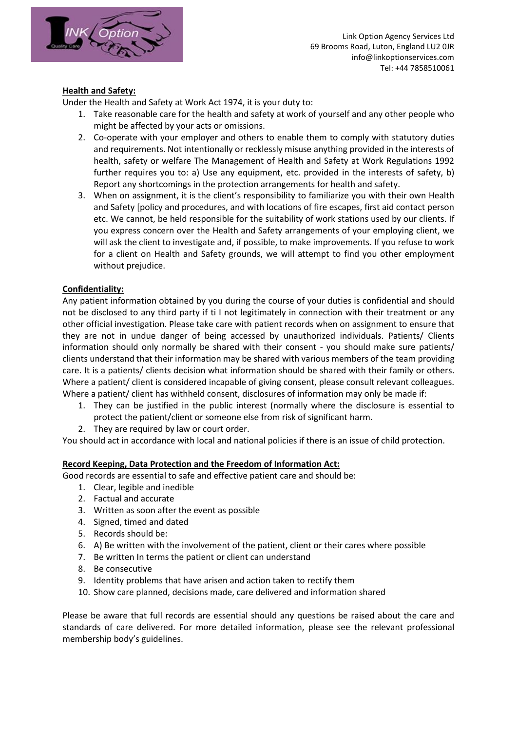Link Option Agency Services Ltd
69 Brooms Road, Luton, England LU2 0JR
info@linkoptionservices.com
Tel: +44 7858510061

**Health and Safety:**

Under the Health and Safety at Work Act 1974, it is your duty to:

1. Take reasonable care for the health and safety at work of yourself and any other people who might be affected by your acts or omissions.
2. Co-operate with your employer and others to enable them to comply with statutory duties and requirements. Not intentionally or recklessly misuse anything provided in the interests of health, safety or welfare The Management of Health and Safety at Work Regulations 1992 further requires you to: a) Use any equipment, etc. provided in the interests of safety, b) Report any shortcomings in the protection arrangements for health and safety.
3. When on assignment, it is the client's responsibility to familiarize you with their own Health and Safety [policy and procedures, and with locations of fire escapes, first aid contact person etc. We cannot, be held responsible for the suitability of work stations used by our clients. If you express concern over the Health and Safety arrangements of your employing client, we will ask the client to investigate and, if possible, to make improvements. If you refuse to work for a client on Health and Safety grounds, we will attempt to find you other employment without prejudice.

**Confidentiality:**

Any patient information obtained by you during the course of your duties is confidential and should not be disclosed to any third party if ti I not legitimately in connection with their treatment or any other official investigation. Please take care with patient records when on assignment to ensure that they are not in undue danger of being accessed by unauthorized individuals. Patients/ Clients information should only normally be shared with their consent - you should make sure patients/ clients understand that their information may be shared with various members of the team providing care. It is a patients/ clients decision what information should be shared with their family or others. Where a patient/ client is considered incapable of giving consent, please consult relevant colleagues. Where a patient/ client has withheld consent, disclosures of information may only be made if:

1. They can be justified in the public interest (normally where the disclosure is essential to protect the patient/client or someone else from risk of significant harm.
2. They are required by law or court order.

You should act in accordance with local and national policies if there is an issue of child protection.

**Record Keeping, Data Protection and the Freedom of Information Act:**

Good records are essential to safe and effective patient care and should be:

1. Clear, legible and inedible
2. Factual and accurate
3. Written as soon after the event as possible
4. Signed, timed and dated
5. Records should be:
6. A) Be written with the involvement of the patient, client or their cares where possible
7. Be written In terms the patient or client can understand
8. Be consecutive
9. Identity problems that have arisen and action taken to rectify them
10. Show care planned, decisions made, care delivered and information shared

Please be aware that full records are essential should any questions be raised about the care and standards of care delivered. For more detailed information, please see the relevant professional membership body's guidelines.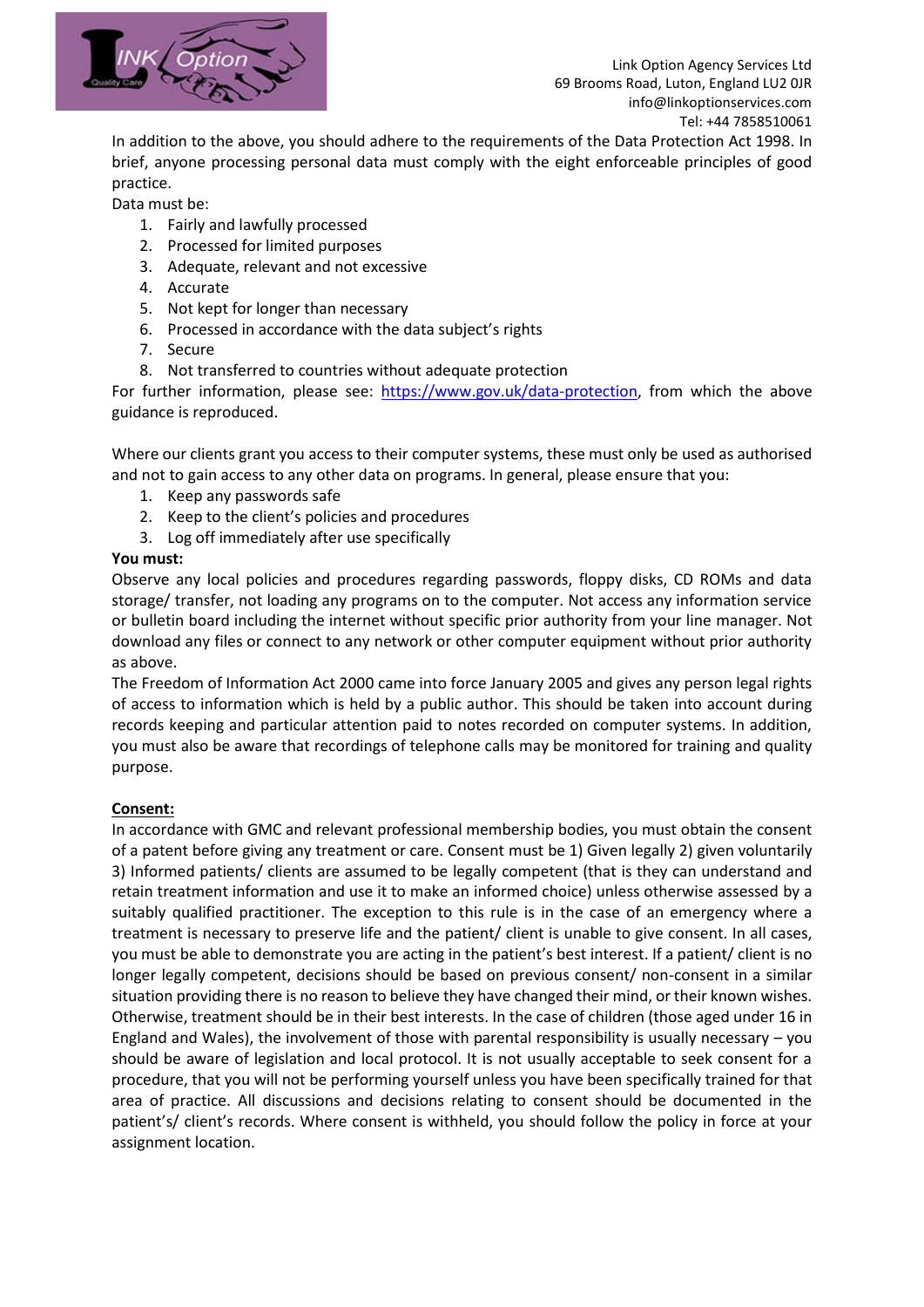In addition to the above, you should adhere to the requirements of the Data Protection Act 1998. In brief, anyone processing personal data must comply with the eight enforceable principles of good practice.

Data must be:

1. Fairly and lawfully processed
2. Processed for limited purposes
3. Adequate, relevant and not excessive
4. Accurate
5. Not kept for longer than necessary
6. Processed in accordance with the data subject's rights
7. Secure
8. Not transferred to countries without adequate protection

For further information, please see: https://www.gov.uk/data-protection, from which the above guidance is reproduced.

Where our clients grant you access to their computer systems, these must only be used as authorised and not to gain access to any other data on programs. In general, please ensure that you:

1. Keep any passwords safe
2. Keep to the client's policies and procedures
3. Log off immediately after use specifically

**You must:**

Observe any local policies and procedures regarding passwords, floppy disks, CD ROMs and data storage/ transfer, not loading any programs on to the computer. Not access any information service or bulletin board including the internet without specific prior authority from your line manager. Not download any files or connect to any network or other computer equipment without prior authority as above.

The Freedom of Information Act 2000 came into force January 2005 and gives any person legal rights of access to information which is held by a public author. This should be taken into account during records keeping and particular attention paid to notes recorded on computer systems. In addition, you must also be aware that recordings of telephone calls may be monitored for training and quality purpose.

**Consent:**

In accordance with GMC and relevant professional membership bodies, you must obtain the consent of a patent before giving any treatment or care. Consent must be 1) Given legally 2) given voluntarily 3) Informed patients/ clients are assumed to be legally competent (that is they can understand and retain treatment information and use it to make an informed choice) unless otherwise assessed by a suitably qualified practitioner. The exception to this rule is in the case of an emergency where a treatment is necessary to preserve life and the patient/ client is unable to give consent. In all cases, you must be able to demonstrate you are acting in the patient's best interest. If a patient/ client is no longer legally competent, decisions should be based on previous consent/ non-consent in a similar situation providing there is no reason to believe they have changed their mind, or their known wishes. Otherwise, treatment should be in their best interests. In the case of children (those aged under 16 in England and Wales), the involvement of those with parental responsibility is usually necessary – you should be aware of legislation and local protocol. It is not usually acceptable to seek consent for a procedure, that you will not be performing yourself unless you have been specifically trained for that area of practice. All discussions and decisions relating to consent should be documented in the patient's/ client's records. Where consent is withheld, you should follow the policy in force at your assignment location.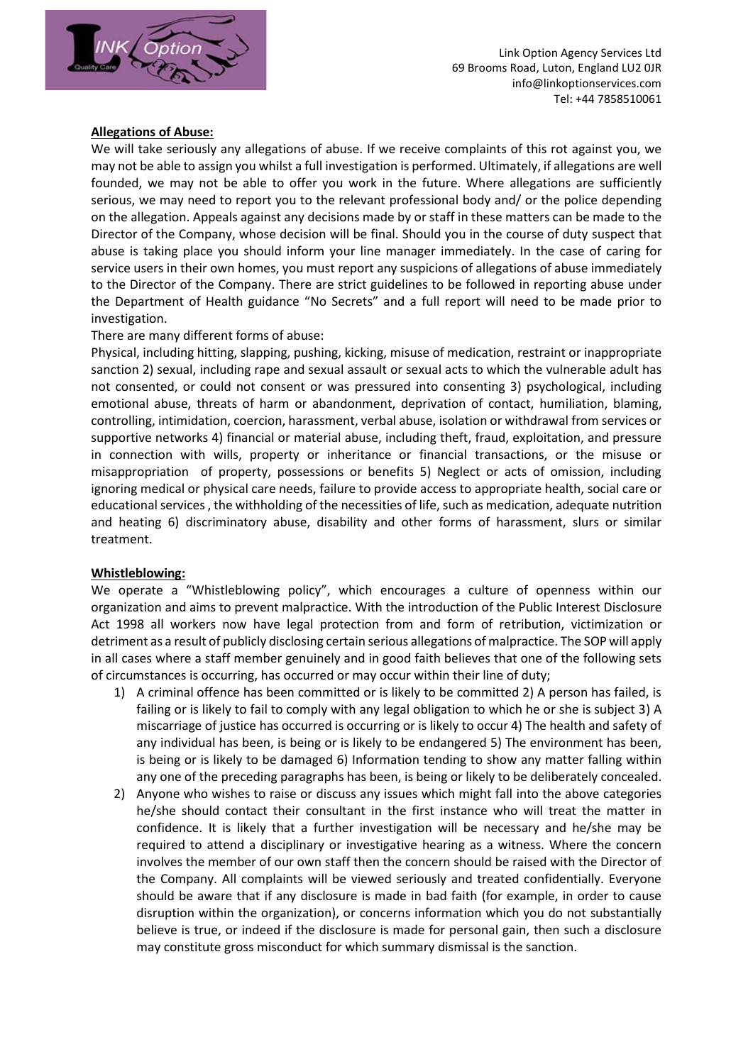**Allegations of Abuse:**

We will take seriously any allegations of abuse. If we receive complaints of this rot against you, we may not be able to assign you whilst a full investigation is performed. Ultimately, if allegations are well founded, we may not be able to offer you work in the future. Where allegations are sufficiently serious, we may need to report you to the relevant professional body and/ or the police depending on the allegation. Appeals against any decisions made by or staff in these matters can be made to the Director of the Company, whose decision will be final. Should you in the course of duty suspect that abuse is taking place you should inform your line manager immediately. In the case of caring for service users in their own homes, you must report any suspicions of allegations of abuse immediately to the Director of the Company. There are strict guidelines to be followed in reporting abuse under the Department of Health guidance "No Secrets" and a full report will need to be made prior to investigation.

There are many different forms of abuse:

Physical, including hitting, slapping, pushing, kicking, misuse of medication, restraint or inappropriate sanction 2) sexual, including rape and sexual assault or sexual acts to which the vulnerable adult has not consented, or could not consent or was pressured into consenting 3) psychological, including emotional abuse, threats of harm or abandonment, deprivation of contact, humiliation, blaming, controlling, intimidation, coercion, harassment, verbal abuse, isolation or withdrawal from services or supportive networks 4) financial or material abuse, including theft, fraud, exploitation, and pressure in connection with wills, property or inheritance or financial transactions, or the misuse or misappropriation of property, possessions or benefits 5) Neglect or acts of omission, including ignoring medical or physical care needs, failure to provide access to appropriate health, social care or educational services , the withholding of the necessities of life, such as medication, adequate nutrition and heating 6) discriminatory abuse, disability and other forms of harassment, slurs or similar treatment.

**Whistleblowing:**

We operate a "Whistleblowing policy", which encourages a culture of openness within our organization and aims to prevent malpractice. With the introduction of the Public Interest Disclosure Act 1998 all workers now have legal protection from and form of retribution, victimization or detriment as a result of publicly disclosing certain serious allegations of malpractice. The SOP will apply in all cases where a staff member genuinely and in good faith believes that one of the following sets of circumstances is occurring, has occurred or may occur within their line of duty;

1) A criminal offence has been committed or is likely to be committed 2) A person has failed, is failing or is likely to fail to comply with any legal obligation to which he or she is subject 3) A miscarriage of justice has occurred is occurring or is likely to occur 4) The health and safety of any individual has been, is being or is likely to be endangered 5) The environment has been, is being or is likely to be damaged 6) Information tending to show any matter falling within any one of the preceding paragraphs has been, is being or likely to be deliberately concealed.
2) Anyone who wishes to raise or discuss any issues which might fall into the above categories he/she should contact their consultant in the first instance who will treat the matter in confidence. It is likely that a further investigation will be necessary and he/she may be required to attend a disciplinary or investigative hearing as a witness. Where the concern involves the member of our own staff then the concern should be raised with the Director of the Company. All complaints will be viewed seriously and treated confidentially. Everyone should be aware that if any disclosure is made in bad faith (for example, in order to cause disruption within the organization), or concerns information which you do not substantially believe is true, or indeed if the disclosure is made for personal gain, then such a disclosure may constitute gross misconduct for which summary dismissal is the sanction.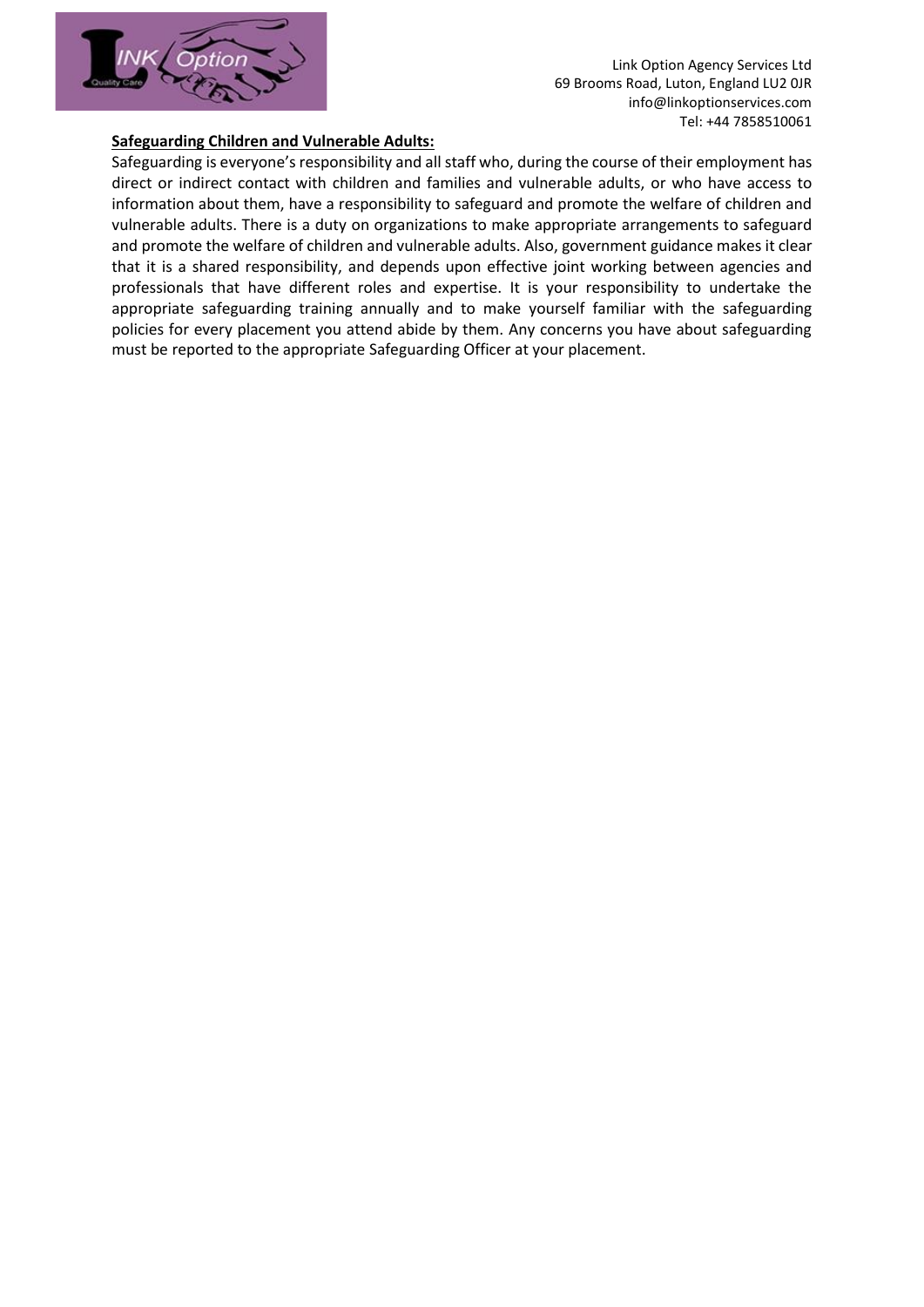**Safeguarding Children and Vulnerable Adults:**

Safeguarding is everyone's responsibility and all staff who, during the course of their employment has direct or indirect contact with children and families and vulnerable adults, or who have access to information about them, have a responsibility to safeguard and promote the welfare of children and vulnerable adults. There is a duty on organizations to make appropriate arrangements to safeguard and promote the welfare of children and vulnerable adults. Also, government guidance makes it clear that it is a shared responsibility, and depends upon effective joint working between agencies and professionals that have different roles and expertise. It is your responsibility to undertake the appropriate safeguarding training annually and to make yourself familiar with the safeguarding policies for every placement you attend abide by them. Any concerns you have about safeguarding must be reported to the appropriate Safeguarding Officer at your placement.